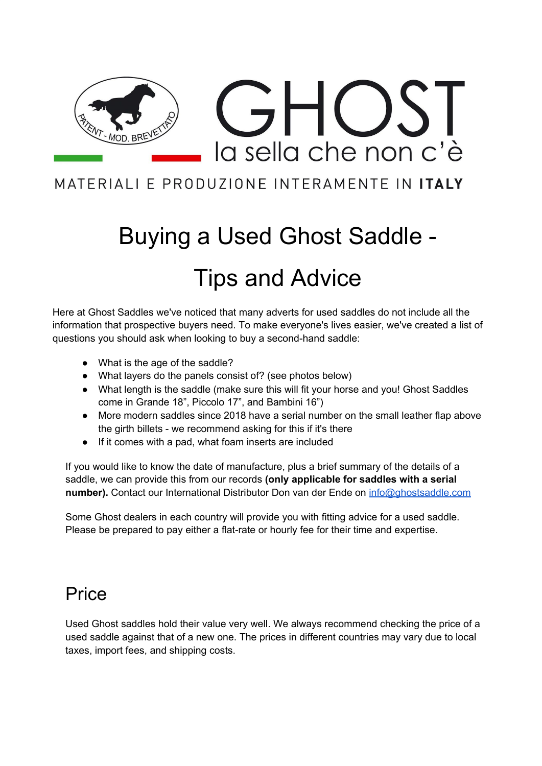GHOST

la sella che non c'è

PATENT - MOD. BREVETTATO

MATERIALI E PRODUZIONE INTERAMENTE IN **ITALY**

# Buying a Used Ghost Saddle - Tips and Advice

Here at Ghost Saddles we've noticed that many adverts for used saddles do not include all the information that prospective buyers need. To make everyone's lives easier, we've created a list of questions you should ask when looking to buy a second-hand saddle:

- What is the age of the saddle?
- What layers do the panels consist of? (see photos below)
- What length is the saddle (make sure this will fit your horse and you! Ghost Saddles come in Grande 18", Piccolo 17", and Bambini 16")
- More modern saddles since 2018 have a serial number on the small leather flap above the girth billets - we recommend asking for this if it's there
- If it comes with a pad, what foam inserts are included

If you would like to know the date of manufacture, plus a brief summary of the details of a saddle, we can provide this from our records **(only applicable for saddles with a serial number).** Contact our International Distributor Don van der Ende on [info@ghostsaddle.com](mailto:info@ghostsaddle.com)

Some Ghost dealers in each country will provide you with fitting advice for a used saddle. Please be prepared to pay either a flat-rate or hourly fee for their time and expertise.

## Price

Used Ghost saddles hold their value very well. We always recommend checking the price of a used saddle against that of a new one. The prices in different countries may vary due to local taxes, import fees, and shipping costs.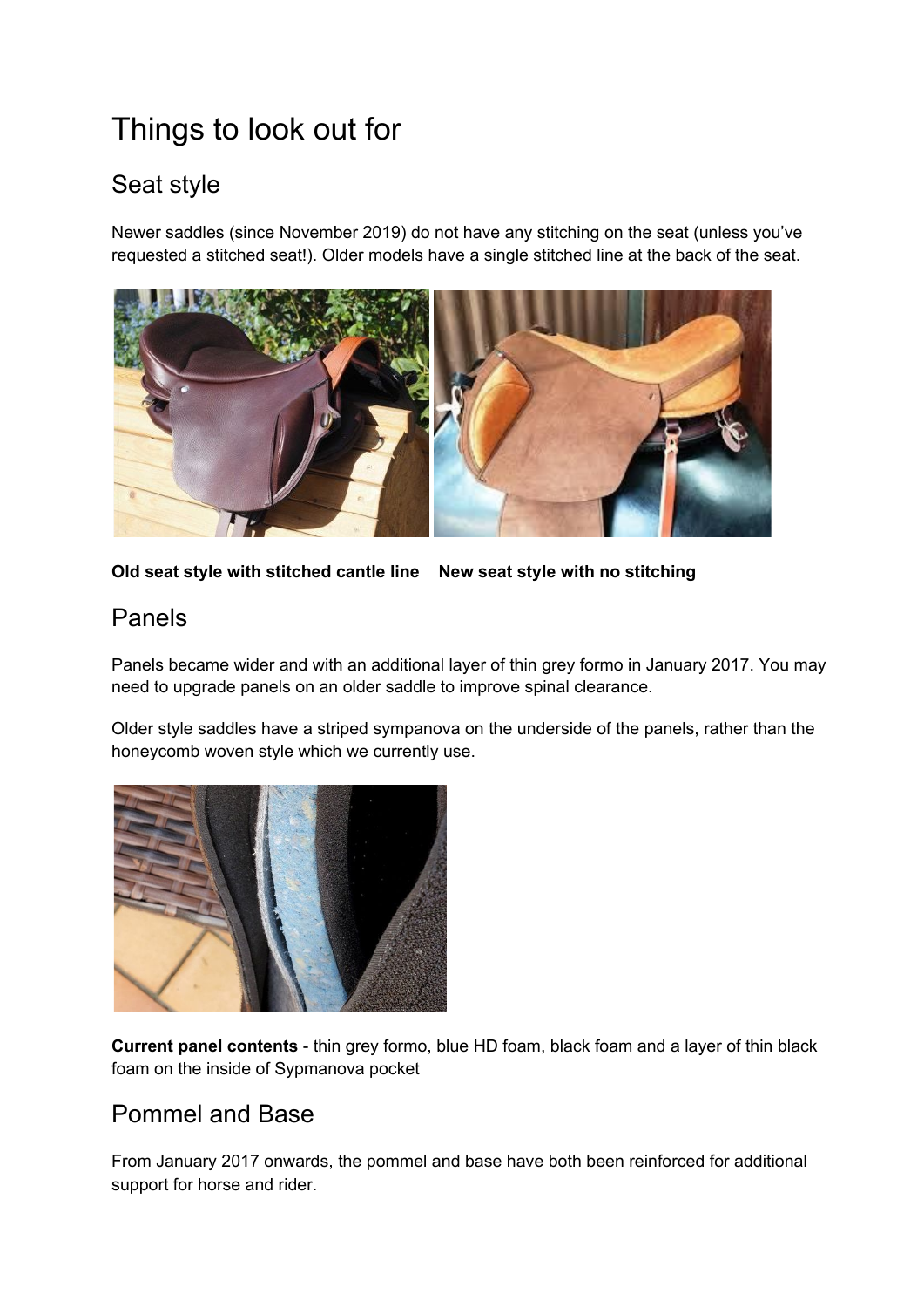# Things to look out for

## Seat style

Newer saddles (since November 2019) do not have any stitching on the seat (unless you've requested a stitched seat!). Older models have a single stitched line at the back of the seat.

**Old seat style with stitched cantle line** **New seat style with no stitching**

## Panels

Panels became wider and with an additional layer of thin grey formo in January 2017. You may need to upgrade panels on an older saddle to improve spinal clearance.

Older style saddles have a striped sympanova on the underside of the panels, rather than the honeycomb woven style which we currently use.

**Current panel contents** - thin grey formo, blue HD foam, black foam and a layer of thin black foam on the inside of Sypmanova pocket

## Pommel and Base

From January 2017 onwards, the pommel and base have both been reinforced for additional support for horse and rider.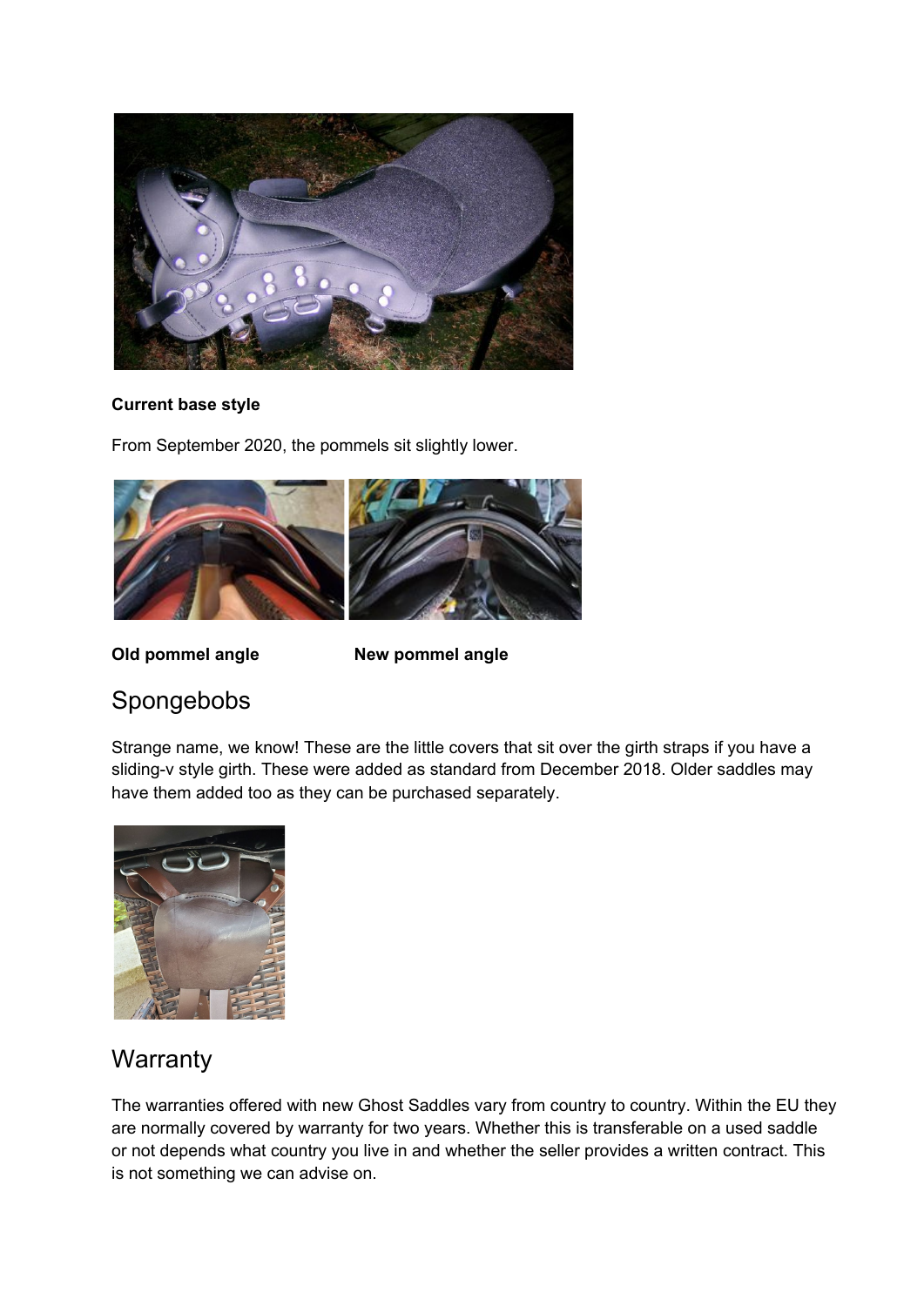**Current base style**

From September 2020, the pommels sit slightly lower.

**Old pommel angle** **New pommel angle**

## Spongebobs

Strange name, we know! These are the little covers that sit over the girth straps if you have a sliding-v style girth. These were added as standard from December 2018. Older saddles may have them added too as they can be purchased separately.

## Warranty

The warranties offered with new Ghost Saddles vary from country to country. Within the EU they are normally covered by warranty for two years. Whether this is transferable on a used saddle or not depends what country you live in and whether the seller provides a written contract. This is not something we can advise on.